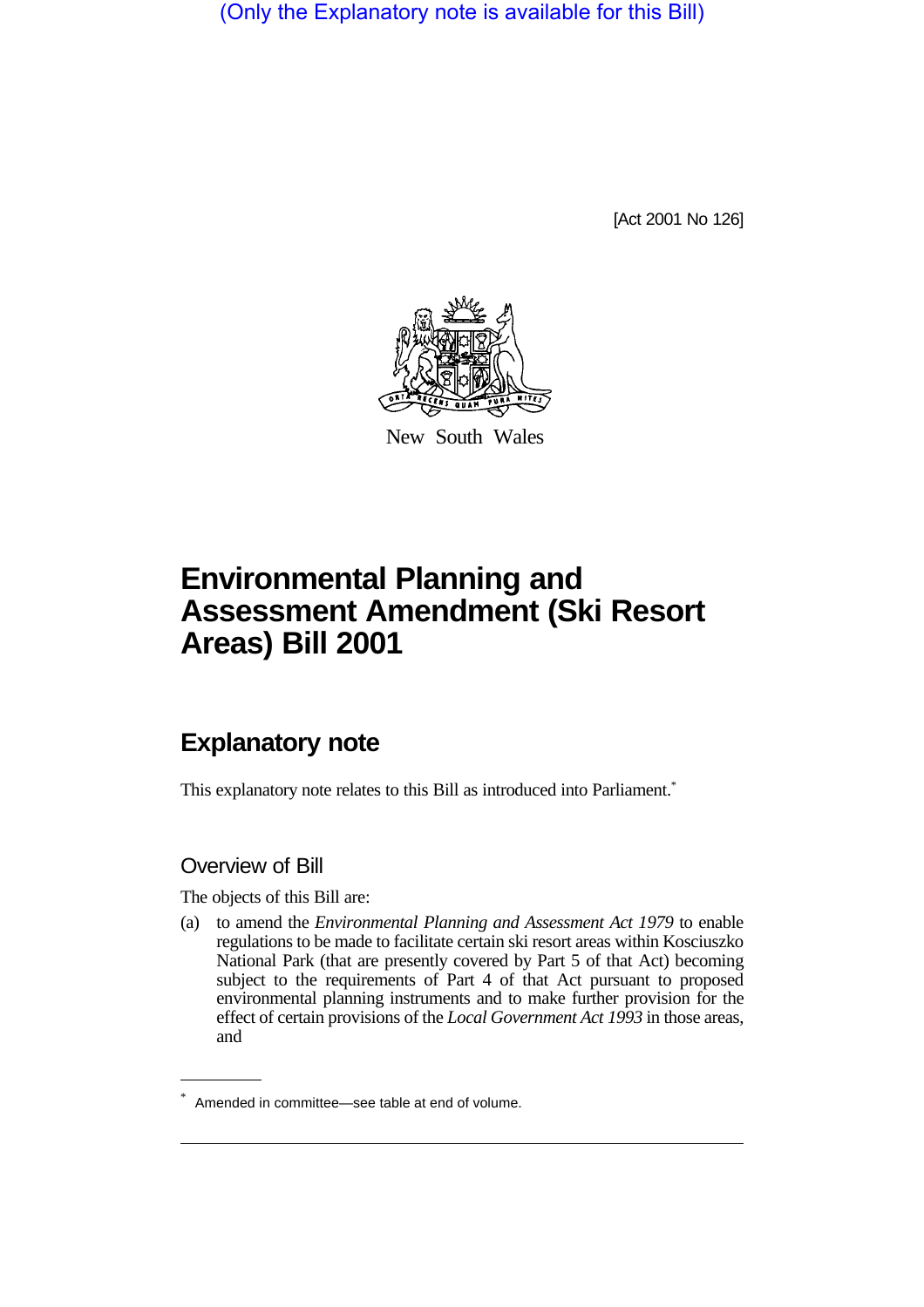(Only the Explanatory note is available for this Bill)

[Act 2001 No 126]

New South Wales

# Environmental Planning and Assessment Amendment (Ski Resort Areas) Bill 2001

## Explanatory note

This explanatory note relates to this Bill as introduced into Parliament.*

### Overview of Bill

The objects of this Bill are:

(a) to amend the *Environmental Planning and Assessment Act 1979* to enable regulations to be made to facilitate certain ski resort areas within Kosciuszko National Park (that are presently covered by Part 5 of that Act) becoming subject to the requirements of Part 4 of that Act pursuant to proposed environmental planning instruments and to make further provision for the effect of certain provisions of the *Local Government Act 1993* in those areas, and

* Amended in committee—see table at end of volume.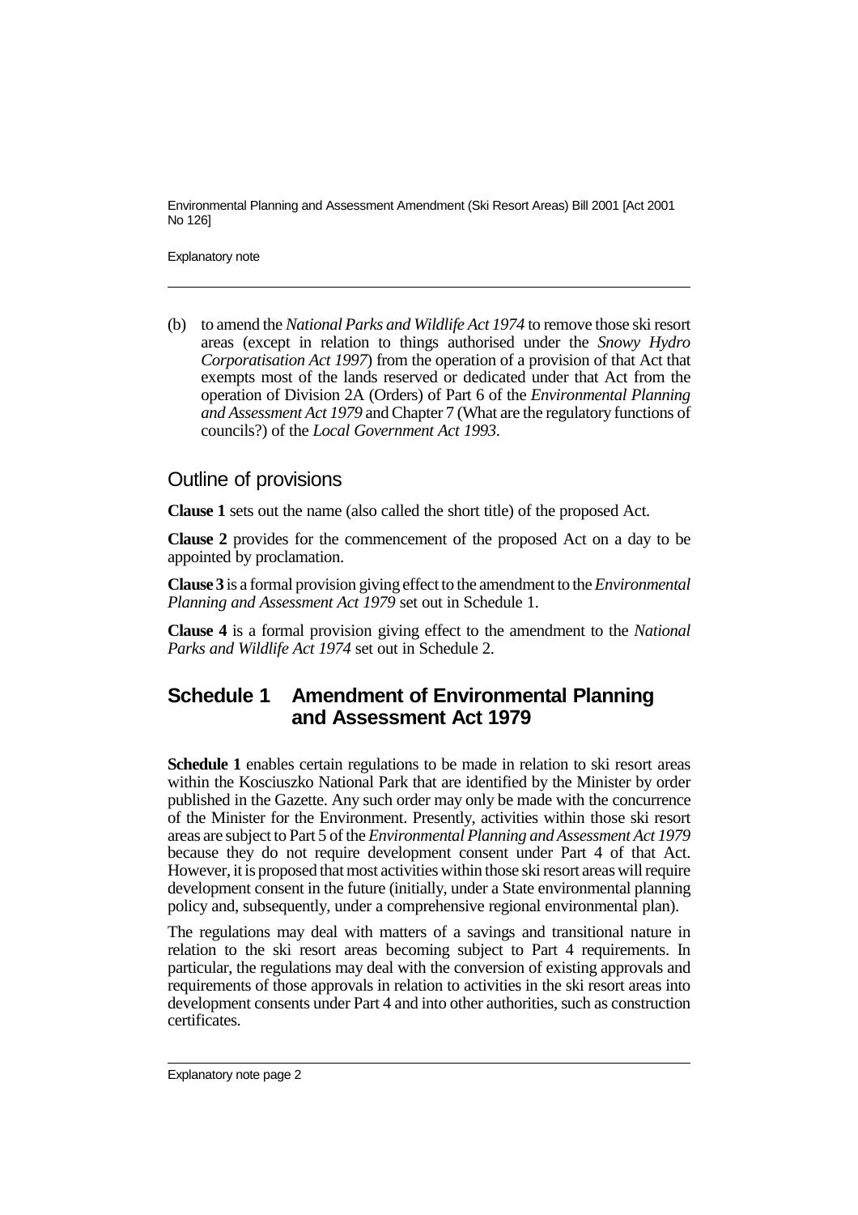(b) to amend the *National Parks and Wildlife Act 1974* to remove those ski resort areas (except in relation to things authorised under the *Snowy Hydro Corporatisation Act 1997*) from the operation of a provision of that Act that exempts most of the lands reserved or dedicated under that Act from the operation of Division 2A (Orders) of Part 6 of the *Environmental Planning and Assessment Act 1979* and Chapter 7 (What are the regulatory functions of councils?) of the *Local Government Act 1993*.

## Outline of provisions

**Clause 1** sets out the name (also called the short title) of the proposed Act.

**Clause 2** provides for the commencement of the proposed Act on a day to be appointed by proclamation.

**Clause 3** is a formal provision giving effect to the amendment to the *Environmental Planning and Assessment Act 1979* set out in Schedule 1.

**Clause 4** is a formal provision giving effect to the amendment to the *National Parks and Wildlife Act 1974* set out in Schedule 2.

## Schedule 1 Amendment of Environmental Planning and Assessment Act 1979

**Schedule 1** enables certain regulations to be made in relation to ski resort areas within the Kosciuszko National Park that are identified by the Minister by order published in the Gazette. Any such order may only be made with the concurrence of the Minister for the Environment. Presently, activities within those ski resort areas are subject to Part 5 of the *Environmental Planning and Assessment Act 1979* because they do not require development consent under Part 4 of that Act. However, it is proposed that most activities within those ski resort areas will require development consent in the future (initially, under a State environmental planning policy and, subsequently, under a comprehensive regional environmental plan).

The regulations may deal with matters of a savings and transitional nature in relation to the ski resort areas becoming subject to Part 4 requirements. In particular, the regulations may deal with the conversion of existing approvals and requirements of those approvals in relation to activities in the ski resort areas into development consents under Part 4 and into other authorities, such as construction certificates.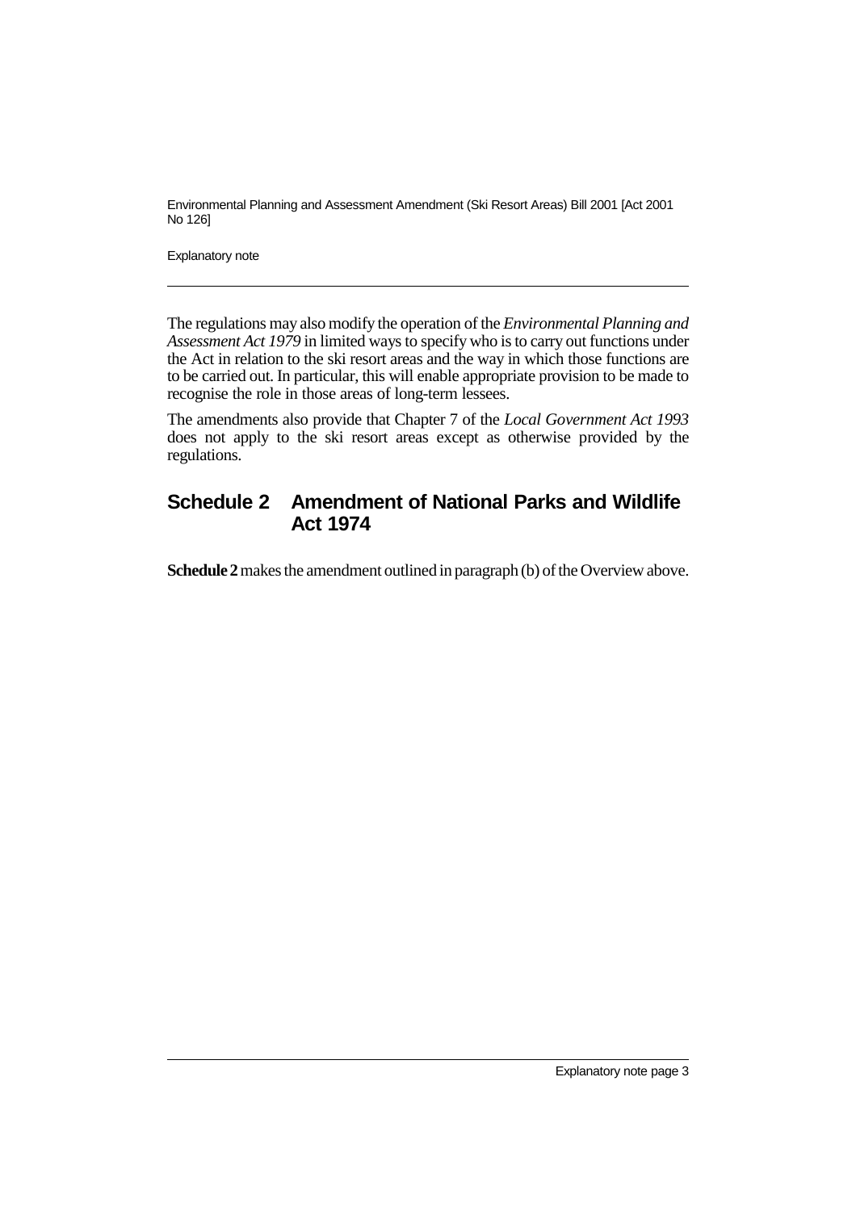The regulations may also modify the operation of the *Environmental Planning and Assessment Act 1979* in limited ways to specify who is to carry out functions under the Act in relation to the ski resort areas and the way in which those functions are to be carried out. In particular, this will enable appropriate provision to be made to recognise the role in those areas of long-term lessees.

The amendments also provide that Chapter 7 of the *Local Government Act 1993* does not apply to the ski resort areas except as otherwise provided by the regulations.

## Schedule 2 Amendment of National Parks and Wildlife Act 1974

**Schedule 2** makes the amendment outlined in paragraph (b) of the Overview above.